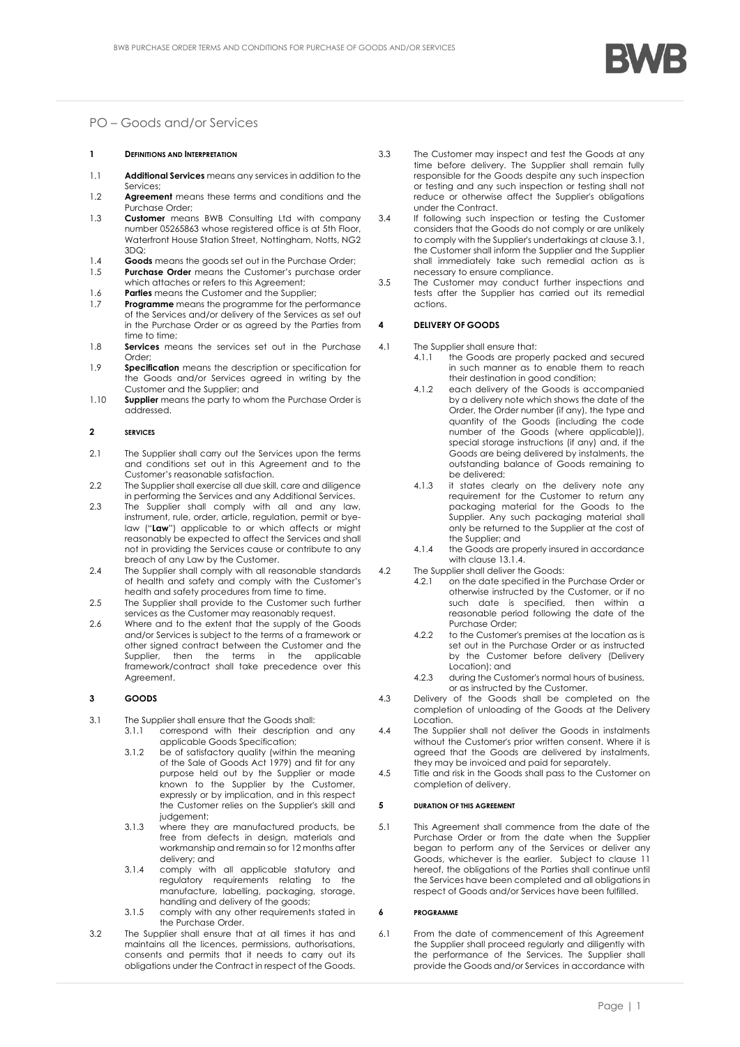# PO – Goods and/or Services

## 1 DEFINITIONS AND INTERPRETATION

1.1 **Additional Services** means any services in addition to the Services;

1.2 **Agreement** means these terms and conditions and the Purchase Order;

1.3 **Customer** means BWB Consulting Ltd with company number 05265863 whose registered office is at 5th Floor, Waterfront House Station Street, Nottingham, Notts, NG2 3DQ;

1.4 **Goods** means the goods set out in the Purchase Order;

1.5 **Purchase Order** means the Customer's purchase order which attaches or refers to this Agreement;

1.6 **Parties** means the Customer and the Supplier;

1.7 **Programme** means the programme for the performance of the Services and/or delivery of the Services as set out in the Purchase Order or as agreed by the Parties from time to time;

1.8 **Services** means the services set out in the Purchase Order;

1.9 **Specification** means the description or specification for the Goods and/or Services agreed in writing by the Customer and the Supplier; and

1.10 **Supplier** means the party to whom the Purchase Order is addressed.

## 2 SERVICES

2.1 The Supplier shall carry out the Services upon the terms and conditions set out in this Agreement and to the Customer's reasonable satisfaction.

2.2 The Supplier shall exercise all due skill, care and diligence in performing the Services and any Additional Services.

2.3 The Supplier shall comply with all and any law, instrument, rule, order, article, regulation, permit or bye-law ("**Law**") applicable to or which affects or might reasonably be expected to affect the Services and shall not in providing the Services cause or contribute to any breach of any Law by the Customer.

2.4 The Supplier shall comply with all reasonable standards of health and safety and comply with the Customer's health and safety procedures from time to time.

2.5 The Supplier shall provide to the Customer such further services as the Customer may reasonably request.

2.6 Where and to the extent that the supply of the Goods and/or Services is subject to the terms of a framework or other signed contract between the Customer and the Supplier, then the terms in the applicable framework/contract shall take precedence over this Agreement.

## 3 GOODS

3.1 The Supplier shall ensure that the Goods shall:

3.1.1 correspond with their description and any applicable Goods Specification;

3.1.2 be of satisfactory quality (within the meaning of the Sale of Goods Act 1979) and fit for any purpose held out by the Supplier or made known to the Supplier by the Customer, expressly or by implication, and in this respect the Customer relies on the Supplier's skill and judgement;

3.1.3 where they are manufactured products, be free from defects in design, materials and workmanship and remain so for 12 months after delivery; and

3.1.4 comply with all applicable statutory and regulatory requirements relating to the manufacture, labelling, packaging, storage, handling and delivery of the goods;

3.1.5 comply with any other requirements stated in the Purchase Order.

3.2 The Supplier shall ensure that at all times it has and maintains all the licences, permissions, authorisations, consents and permits that it needs to carry out its obligations under the Contract in respect of the Goods.

3.3 The Customer may inspect and test the Goods at any time before delivery. The Supplier shall remain fully responsible for the Goods despite any such inspection or testing and any such inspection or testing shall not reduce or otherwise affect the Supplier's obligations under the Contract.

3.4 If following such inspection or testing the Customer considers that the Goods do not comply or are unlikely to comply with the Supplier's undertakings at clause 3.1, the Customer shall inform the Supplier and the Supplier shall immediately take such remedial action as is necessary to ensure compliance.

3.5 The Customer may conduct further inspections and tests after the Supplier has carried out its remedial actions.

## 4 DELIVERY OF GOODS

4.1 The Supplier shall ensure that:

4.1.1 the Goods are properly packed and secured in such manner as to enable them to reach their destination in good condition;

4.1.2 each delivery of the Goods is accompanied by a delivery note which shows the date of the Order, the Order number (if any), the type and quantity of the Goods (including the code number of the Goods (where applicable)), special storage instructions (if any) and, if the Goods are being delivered by instalments, the outstanding balance of Goods remaining to be delivered;

4.1.3 it states clearly on the delivery note any requirement for the Customer to return any packaging material for the Goods to the Supplier. Any such packaging material shall only be returned to the Supplier at the cost of the Supplier; and

4.1.4 the Goods are properly insured in accordance with clause 13.1.4.

4.2 The Supplier shall deliver the Goods:

4.2.1 on the date specified in the Purchase Order or otherwise instructed by the Customer, or if no such date is specified, then within a reasonable period following the date of the Purchase Order;

4.2.2 to the Customer's premises at the location as is set out in the Purchase Order or as instructed by the Customer before delivery (Delivery Location); and

4.2.3 during the Customer's normal hours of business, or as instructed by the Customer.

4.3 Delivery of the Goods shall be completed on the completion of unloading of the Goods at the Delivery Location.

4.4 The Supplier shall not deliver the Goods in instalments without the Customer's prior written consent. Where it is agreed that the Goods are delivered by instalments, they may be invoiced and paid for separately.

4.5 Title and risk in the Goods shall pass to the Customer on completion of delivery.

## 5 DURATION OF THIS AGREEMENT

5.1 This Agreement shall commence from the date of the Purchase Order or from the date when the Supplier began to perform any of the Services or deliver any Goods, whichever is the earlier. Subject to clause 11 hereof, the obligations of the Parties shall continue until the Services have been completed and all obligations in respect of Goods and/or Services have been fulfilled.

## 6 PROGRAMME

6.1 From the date of commencement of this Agreement the Supplier shall proceed regularly and diligently with the performance of the Services. The Supplier shall provide the Goods and/or Services in accordance with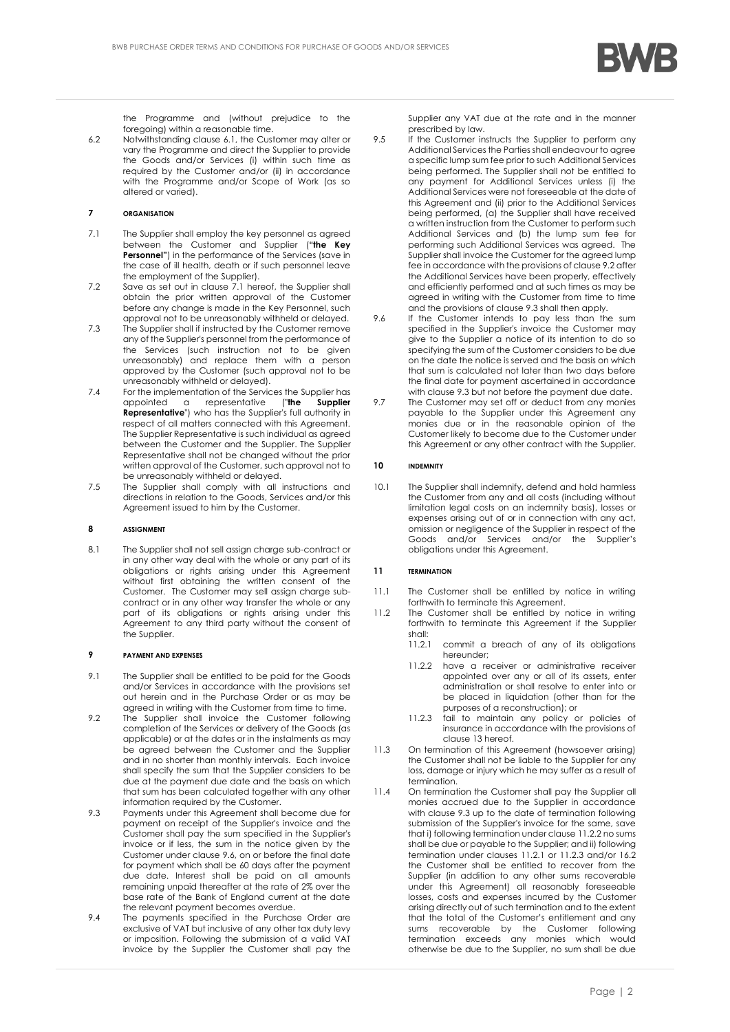the Programme and (without prejudice to the foregoing) within a reasonable time.

6.2 Notwithstanding clause 6.1, the Customer may alter or vary the Programme and direct the Supplier to provide the Goods and/or Services (i) within such time as required by the Customer and/or (ii) in accordance with the Programme and/or Scope of Work (as so altered or varied).

## 7 ORGANISATION

7.1 The Supplier shall employ the key personnel as agreed between the Customer and Supplier (**"the Key Personnel"**) in the performance of the Services (save in the case of ill health, death or if such personnel leave the employment of the Supplier).

7.2 Save as set out in clause 7.1 hereof, the Supplier shall obtain the prior written approval of the Customer before any change is made in the Key Personnel, such approval not to be unreasonably withheld or delayed.

7.3 The Supplier shall if instructed by the Customer remove any of the Supplier's personnel from the performance of the Services (such instruction not to be given unreasonably) and replace them with a person approved by the Customer (such approval not to be unreasonably withheld or delayed).

7.4 For the implementation of the Services the Supplier has appointed a representative ("**the Supplier Representative**") who has the Supplier's full authority in respect of all matters connected with this Agreement. The Supplier Representative is such individual as agreed between the Customer and the Supplier. The Supplier Representative shall not be changed without the prior written approval of the Customer, such approval not to be unreasonably withheld or delayed.

7.5 The Supplier shall comply with all instructions and directions in relation to the Goods, Services and/or this Agreement issued to him by the Customer.

## 8 ASSIGNMENT

8.1 The Supplier shall not sell assign charge sub-contract or in any other way deal with the whole or any part of its obligations or rights arising under this Agreement without first obtaining the written consent of the Customer. The Customer may sell assign charge sub-contract or in any other way transfer the whole or any part of its obligations or rights arising under this Agreement to any third party without the consent of the Supplier.

## 9 PAYMENT AND EXPENSES

9.1 The Supplier shall be entitled to be paid for the Goods and/or Services in accordance with the provisions set out herein and in the Purchase Order or as may be agreed in writing with the Customer from time to time.

9.2 The Supplier shall invoice the Customer following completion of the Services or delivery of the Goods (as applicable) or at the dates or in the instalments as may be agreed between the Customer and the Supplier and in no shorter than monthly intervals. Each invoice shall specify the sum that the Supplier considers to be due at the payment due date and the basis on which that sum has been calculated together with any other information required by the Customer.

9.3 Payments under this Agreement shall become due for payment on receipt of the Supplier's invoice and the Customer shall pay the sum specified in the Supplier's invoice or if less, the sum in the notice given by the Customer under clause 9.6, on or before the final date for payment which shall be 60 days after the payment due date. Interest shall be paid on all amounts remaining unpaid thereafter at the rate of 2% over the base rate of the Bank of England current at the date the relevant payment becomes overdue.

9.4 The payments specified in the Purchase Order are exclusive of VAT but inclusive of any other tax duty levy or imposition. Following the submission of a valid VAT invoice by the Supplier the Customer shall pay the Supplier any VAT due at the rate and in the manner prescribed by law.

9.5 If the Customer instructs the Supplier to perform any Additional Services the Parties shall endeavour to agree a specific lump sum fee prior to such Additional Services being performed. The Supplier shall not be entitled to any payment for Additional Services unless (i) the Additional Services were not foreseeable at the date of this Agreement and (ii) prior to the Additional Services being performed, (a) the Supplier shall have received a written instruction from the Customer to perform such Additional Services and (b) the lump sum fee for performing such Additional Services was agreed. The Supplier shall invoice the Customer for the agreed lump fee in accordance with the provisions of clause 9.2 after the Additional Services have been properly, effectively and efficiently performed and at such times as may be agreed in writing with the Customer from time to time and the provisions of clause 9.3 shall then apply.

9.6 If the Customer intends to pay less than the sum specified in the Supplier's invoice the Customer may give to the Supplier a notice of its intention to do so specifying the sum of the Customer considers to be due on the date the notice is served and the basis on which that sum is calculated not later than two days before the final date for payment ascertained in accordance with clause 9.3 but not before the payment due date.

9.7 The Customer may set off or deduct from any monies payable to the Supplier under this Agreement any monies due or in the reasonable opinion of the Customer likely to become due to the Customer under this Agreement or any other contract with the Supplier.

## 10 INDEMNITY

10.1 The Supplier shall indemnify, defend and hold harmless the Customer from any and all costs (including without limitation legal costs on an indemnity basis), losses or expenses arising out of or in connection with any act, omission or negligence of the Supplier in respect of the Goods and/or Services and/or the Supplier's obligations under this Agreement.

## 11 TERMINATION

11.1 The Customer shall be entitled by notice in writing forthwith to terminate this Agreement.

11.2 The Customer shall be entitled by notice in writing forthwith to terminate this Agreement if the Supplier shall:

11.2.1 commit a breach of any of its obligations hereunder;

11.2.2 have a receiver or administrative receiver appointed over any or all of its assets, enter administration or shall resolve to enter into or be placed in liquidation (other than for the purposes of a reconstruction); or

11.2.3 fail to maintain any policy or policies of insurance in accordance with the provisions of clause 13 hereof.

11.3 On termination of this Agreement (howsoever arising) the Customer shall not be liable to the Supplier for any loss, damage or injury which he may suffer as a result of termination.

11.4 On termination the Customer shall pay the Supplier all monies accrued due to the Supplier in accordance with clause 9.3 up to the date of termination following submission of the Supplier's invoice for the same, save that i) following termination under clause 11.2.2 no sums shall be due or payable to the Supplier; and ii) following termination under clauses 11.2.1 or 11.2.3 and/or 16.2 the Customer shall be entitled to recover from the Supplier (in addition to any other sums recoverable under this Agreement) all reasonably foreseeable losses, costs and expenses incurred by the Customer arising directly out of such termination and to the extent that the total of the Customer's entitlement and any sums recoverable by the Customer following termination exceeds any monies which would otherwise be due to the Supplier, no sum shall be due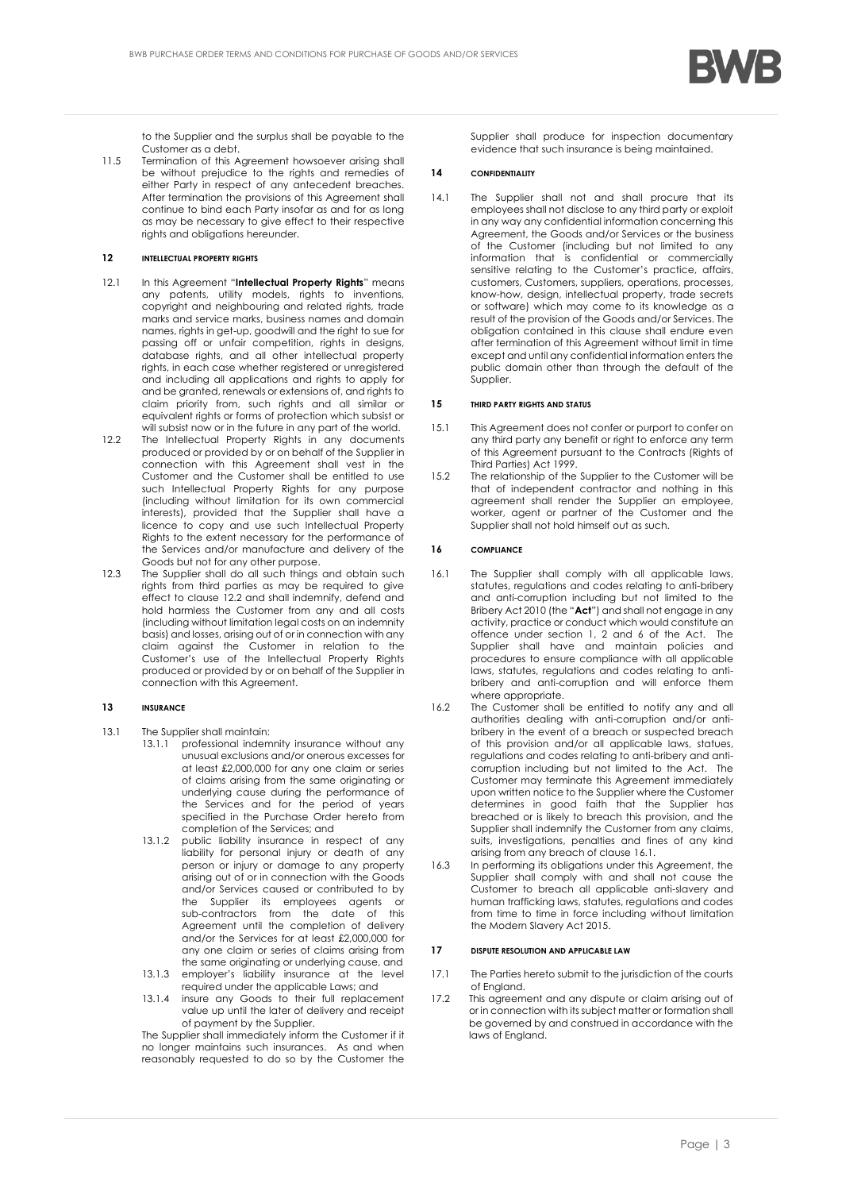to the Supplier and the surplus shall be payable to the Customer as a debt.

11.5 Termination of this Agreement howsoever arising shall be without prejudice to the rights and remedies of either Party in respect of any antecedent breaches. After termination the provisions of this Agreement shall continue to bind each Party insofar as and for as long as may be necessary to give effect to their respective rights and obligations hereunder.

## 12 INTELLECTUAL PROPERTY RIGHTS

12.1 In this Agreement "**Intellectual Property Rights**" means any patents, utility models, rights to inventions, copyright and neighbouring and related rights, trade marks and service marks, business names and domain names, rights in get-up, goodwill and the right to sue for passing off or unfair competition, rights in designs, database rights, and all other intellectual property rights, in each case whether registered or unregistered and including all applications and rights to apply for and be granted, renewals or extensions of, and rights to claim priority from, such rights and all similar or equivalent rights or forms of protection which subsist or will subsist now or in the future in any part of the world.

12.2 The Intellectual Property Rights in any documents produced or provided by or on behalf of the Supplier in connection with this Agreement shall vest in the Customer and the Customer shall be entitled to use such Intellectual Property Rights for any purpose (including without limitation for its own commercial interests), provided that the Supplier shall have a licence to copy and use such Intellectual Property Rights to the extent necessary for the performance of the Services and/or manufacture and delivery of the Goods but not for any other purpose.

12.3 The Supplier shall do all such things and obtain such rights from third parties as may be required to give effect to clause 12.2 and shall indemnify, defend and hold harmless the Customer from any and all costs (including without limitation legal costs on an indemnity basis) and losses, arising out of or in connection with any claim against the Customer in relation to the Customer's use of the Intellectual Property Rights produced or provided by or on behalf of the Supplier in connection with this Agreement.

## 13 INSURANCE

13.1 The Supplier shall maintain:

13.1.1 professional indemnity insurance without any unusual exclusions and/or onerous excesses for at least £2,000,000 for any one claim or series of claims arising from the same originating or underlying cause during the performance of the Services and for the period of years specified in the Purchase Order hereto from completion of the Services; and

13.1.2 public liability insurance in respect of any liability for personal injury or death of any person or injury or damage to any property arising out of or in connection with the Goods and/or Services caused or contributed to by the Supplier its employees agents or sub-contractors from the date of this Agreement until the completion of delivery and/or the Services for at least £2,000,000 for any one claim or series of claims arising from the same originating or underlying cause, and

13.1.3 employer's liability insurance at the level required under the applicable Laws; and

13.1.4 insure any Goods to their full replacement value up until the later of delivery and receipt of payment by the Supplier.

The Supplier shall immediately inform the Customer if it no longer maintains such insurances. As and when reasonably requested to do so by the Customer the Supplier shall produce for inspection documentary evidence that such insurance is being maintained.

## 14 CONFIDENTIALITY

14.1 The Supplier shall not and shall procure that its employees shall not disclose to any third party or exploit in any way any confidential information concerning this Agreement, the Goods and/or Services or the business of the Customer (including but not limited to any information that is confidential or commercially sensitive relating to the Customer's practice, affairs, customers, Customers, suppliers, operations, processes, know-how, design, intellectual property, trade secrets or software) which may come to its knowledge as a result of the provision of the Goods and/or Services. The obligation contained in this clause shall endure even after termination of this Agreement without limit in time except and until any confidential information enters the public domain other than through the default of the Supplier.

## 15 THIRD PARTY RIGHTS AND STATUS

15.1 This Agreement does not confer or purport to confer on any third party any benefit or right to enforce any term of this Agreement pursuant to the Contracts (Rights of Third Parties) Act 1999.

15.2 The relationship of the Supplier to the Customer will be that of independent contractor and nothing in this agreement shall render the Supplier an employee, worker, agent or partner of the Customer and the Supplier shall not hold himself out as such.

## 16 COMPLIANCE

16.1 The Supplier shall comply with all applicable laws, statutes, regulations and codes relating to anti-bribery and anti-corruption including but not limited to the Bribery Act 2010 (the "**Act**") and shall not engage in any activity, practice or conduct which would constitute an offence under section 1, 2 and 6 of the Act. The Supplier shall have and maintain policies and procedures to ensure compliance with all applicable laws, statutes, regulations and codes relating to anti-bribery and anti-corruption and will enforce them where appropriate.

16.2 The Customer shall be entitled to notify any and all authorities dealing with anti-corruption and/or anti-bribery in the event of a breach or suspected breach of this provision and/or all applicable laws, statues, regulations and codes relating to anti-bribery and anti-corruption including but not limited to the Act. The Customer may terminate this Agreement immediately upon written notice to the Supplier where the Customer determines in good faith that the Supplier has breached or is likely to breach this provision, and the Supplier shall indemnify the Customer from any claims, suits, investigations, penalties and fines of any kind arising from any breach of clause 16.1.

16.3 In performing its obligations under this Agreement, the Supplier shall comply with and shall not cause the Customer to breach all applicable anti-slavery and human trafficking laws, statutes, regulations and codes from time to time in force including without limitation the Modern Slavery Act 2015.

## 17 DISPUTE RESOLUTION AND APPLICABLE LAW

17.1 The Parties hereto submit to the jurisdiction of the courts of England.

17.2 This agreement and any dispute or claim arising out of or in connection with its subject matter or formation shall be governed by and construed in accordance with the laws of England.